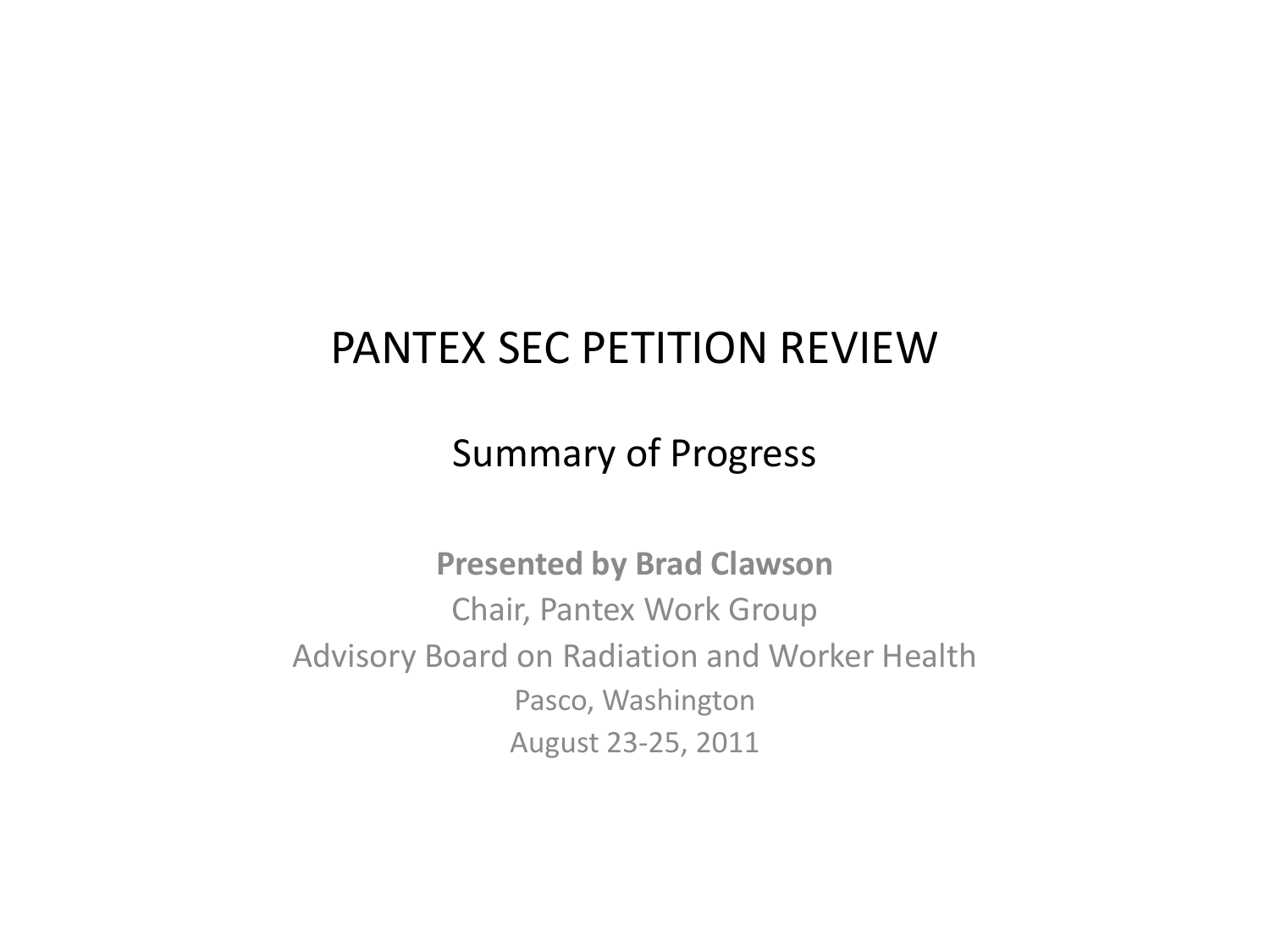# PANTEX SEC PETITION REVIEW

## Summary of Progress

**Presented by Brad Clawson**

Chair, Pantex Work Group

Advisory Board on Radiation and Worker Health

Pasco, Washington

August 23-25, 2011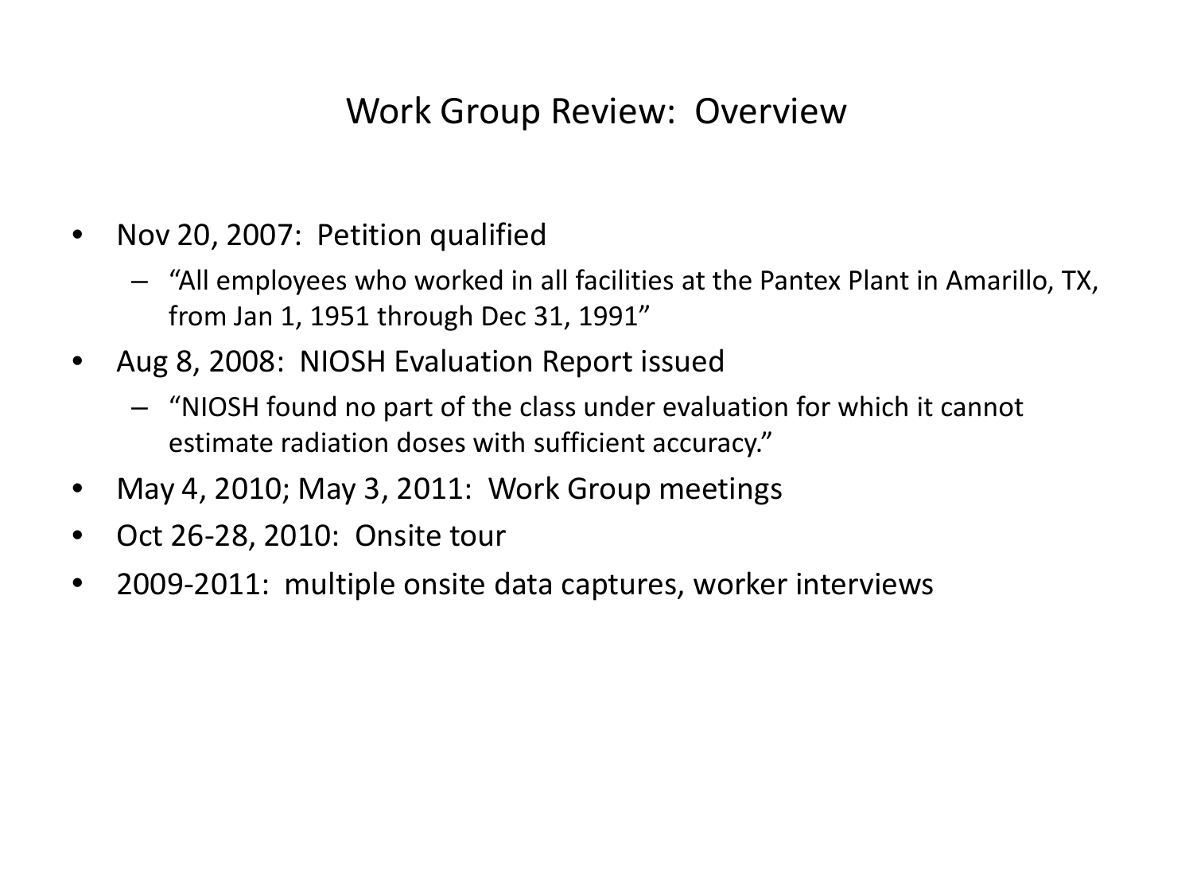# Work Group Review: Overview

- Nov 20, 2007: Petition qualified
  - "All employees who worked in all facilities at the Pantex Plant in Amarillo, TX, from Jan 1, 1951 through Dec 31, 1991"
- Aug 8, 2008: NIOSH Evaluation Report issued
  - "NIOSH found no part of the class under evaluation for which it cannot estimate radiation doses with sufficient accuracy."
- May 4, 2010; May 3, 2011: Work Group meetings
- Oct 26-28, 2010: Onsite tour
- 2009-2011: multiple onsite data captures, worker interviews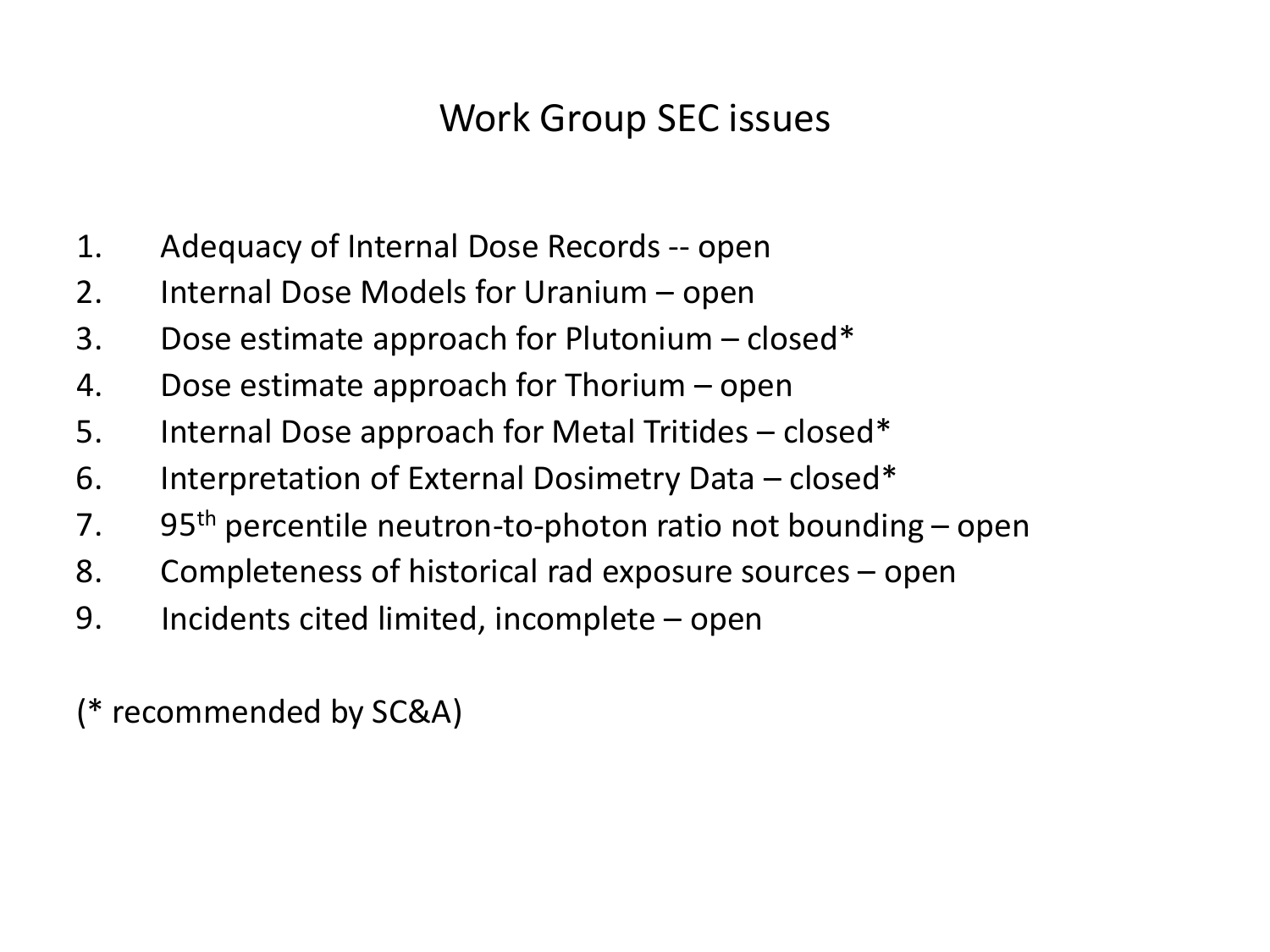# Work Group SEC issues

1. Adequacy of Internal Dose Records -- open
2. Internal Dose Models for Uranium – open
3. Dose estimate approach for Plutonium – closed*
4. Dose estimate approach for Thorium – open
5. Internal Dose approach for Metal Tritides – closed*
6. Interpretation of External Dosimetry Data – closed*
7. $95^{th}$ percentile neutron-to-photon ratio not bounding – open
8. Completeness of historical rad exposure sources – open
9. Incidents cited limited, incomplete – open

(* recommended by SC&A)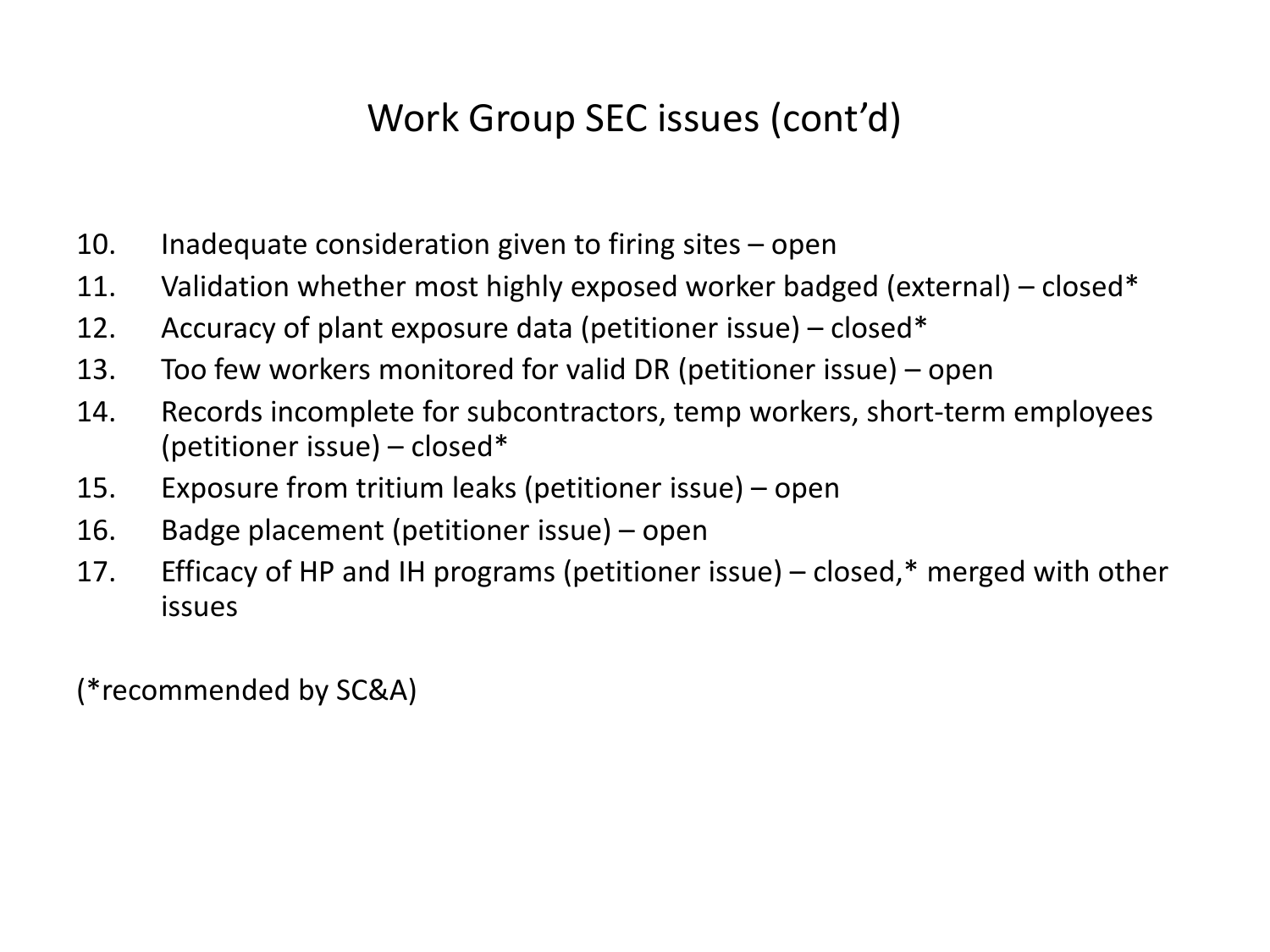# Work Group SEC issues (cont'd)

10. Inadequate consideration given to firing sites – open
11. Validation whether most highly exposed worker badged (external) – closed*
12. Accuracy of plant exposure data (petitioner issue) – closed*
13. Too few workers monitored for valid DR (petitioner issue) – open
14. Records incomplete for subcontractors, temp workers, short-term employees (petitioner issue) – closed*
15. Exposure from tritium leaks (petitioner issue) – open
16. Badge placement (petitioner issue) – open
17. Efficacy of HP and IH programs (petitioner issue) – closed,* merged with other issues

(*recommended by SC&A)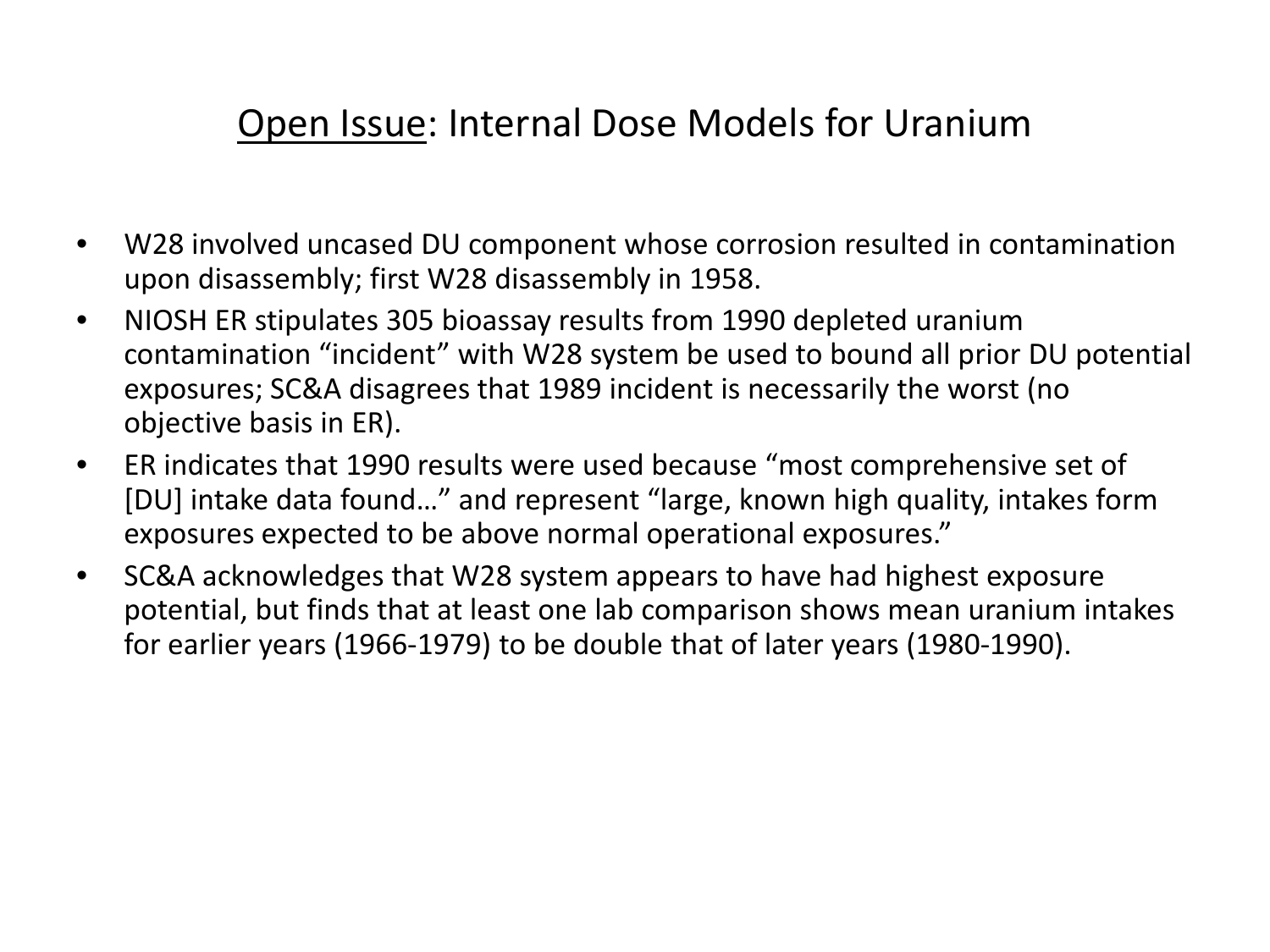## <u>Open Issue</u>: Internal Dose Models for Uranium

- W28 involved uncased DU component whose corrosion resulted in contamination upon disassembly; first W28 disassembly in 1958.
- NIOSH ER stipulates 305 bioassay results from 1990 depleted uranium contamination "incident" with W28 system be used to bound all prior DU potential exposures; SC&A disagrees that 1989 incident is necessarily the worst (no objective basis in ER).
- ER indicates that 1990 results were used because "most comprehensive set of [DU] intake data found…" and represent "large, known high quality, intakes form exposures expected to be above normal operational exposures."
- SC&A acknowledges that W28 system appears to have had highest exposure potential, but finds that at least one lab comparison shows mean uranium intakes for earlier years (1966-1979) to be double that of later years (1980-1990).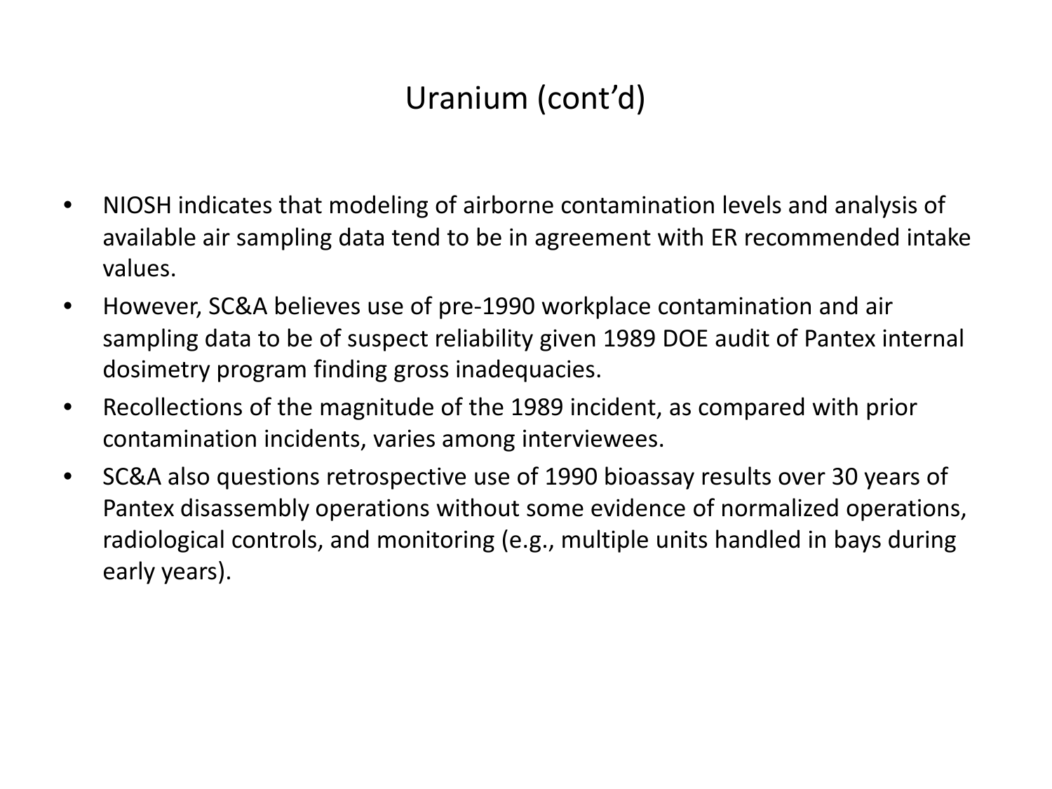# Uranium (cont'd)

- NIOSH indicates that modeling of airborne contamination levels and analysis of available air sampling data tend to be in agreement with ER recommended intake values.
- However, SC&A believes use of pre-1990 workplace contamination and air sampling data to be of suspect reliability given 1989 DOE audit of Pantex internal dosimetry program finding gross inadequacies.
- Recollections of the magnitude of the 1989 incident, as compared with prior contamination incidents, varies among interviewees.
- SC&A also questions retrospective use of 1990 bioassay results over 30 years of Pantex disassembly operations without some evidence of normalized operations, radiological controls, and monitoring (e.g., multiple units handled in bays during early years).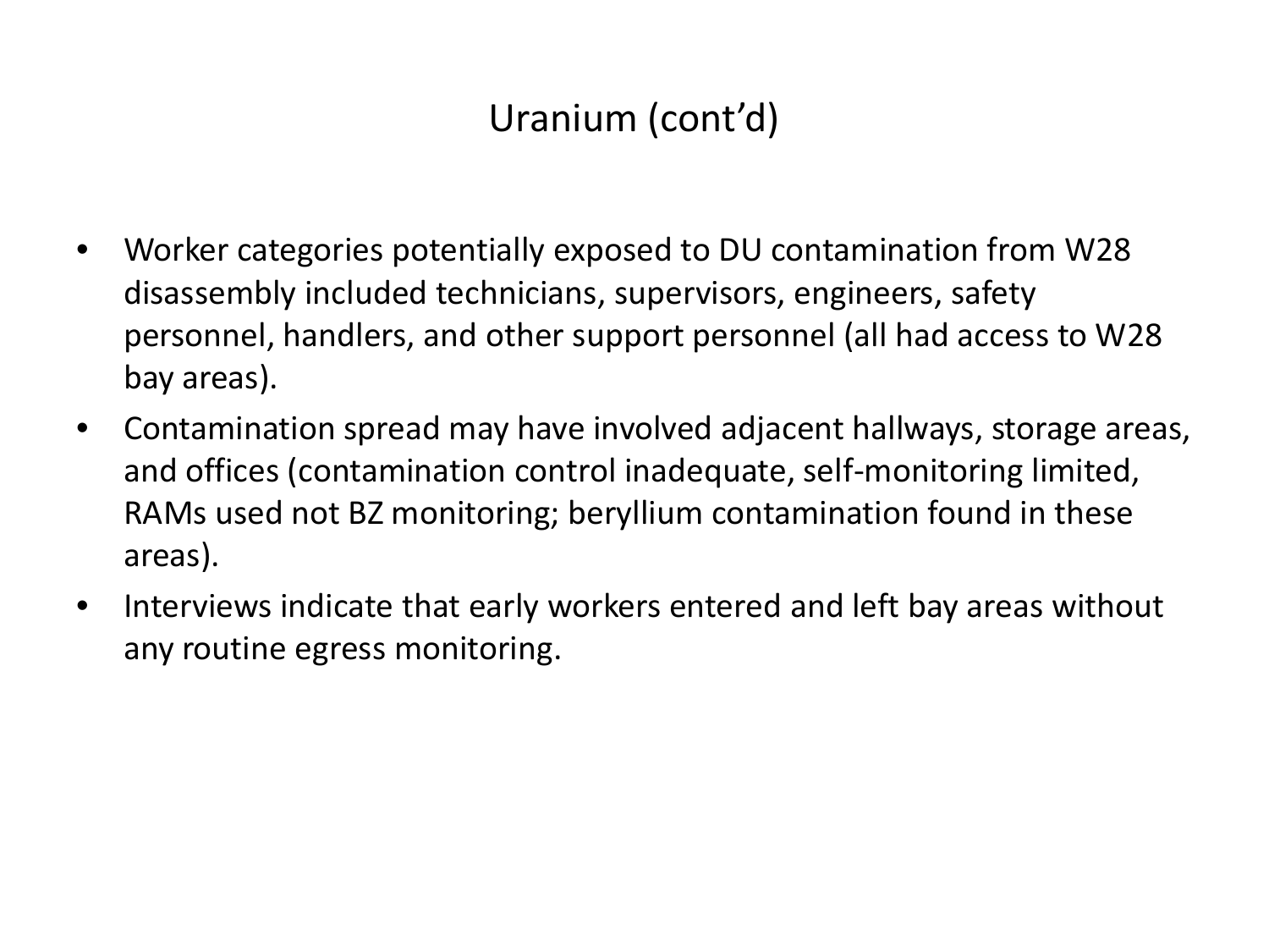# Uranium (cont'd)

- Worker categories potentially exposed to DU contamination from W28 disassembly included technicians, supervisors, engineers, safety personnel, handlers, and other support personnel (all had access to W28 bay areas).
- Contamination spread may have involved adjacent hallways, storage areas, and offices (contamination control inadequate, self-monitoring limited, RAMs used not BZ monitoring; beryllium contamination found in these areas).
- Interviews indicate that early workers entered and left bay areas without any routine egress monitoring.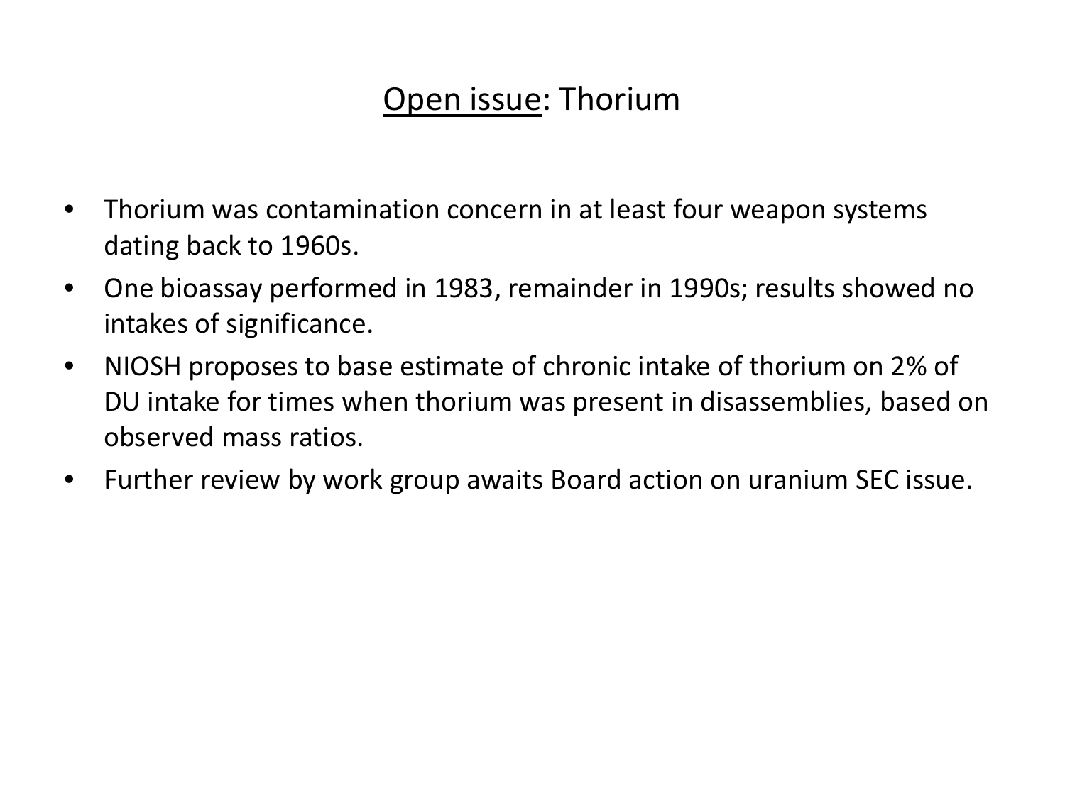# <u>Open issue</u>: Thorium

- Thorium was contamination concern in at least four weapon systems dating back to 1960s.
- One bioassay performed in 1983, remainder in 1990s; results showed no intakes of significance.
- NIOSH proposes to base estimate of chronic intake of thorium on 2% of DU intake for times when thorium was present in disassemblies, based on observed mass ratios.
- Further review by work group awaits Board action on uranium SEC issue.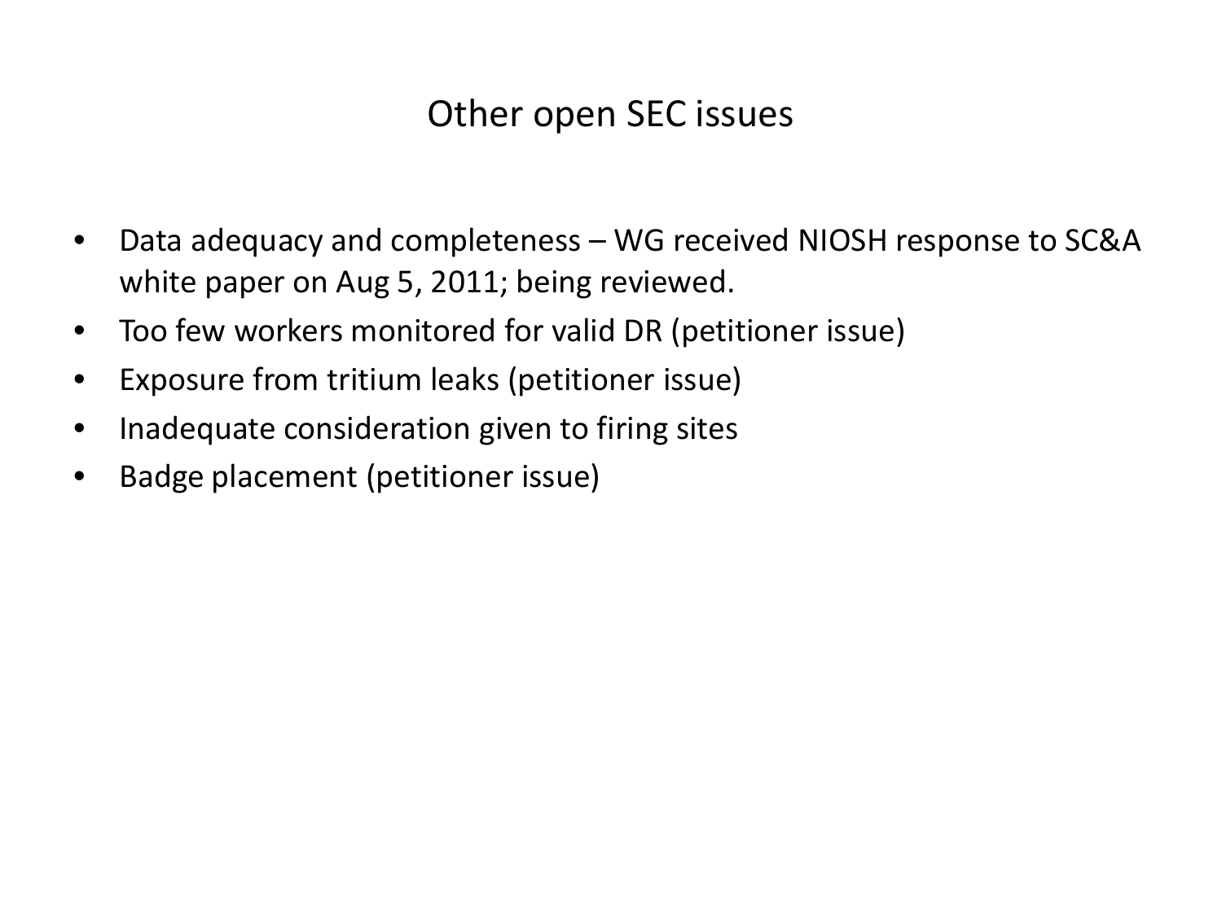# Other open SEC issues

- Data adequacy and completeness – WG received NIOSH response to SC&A white paper on Aug 5, 2011; being reviewed.
- Too few workers monitored for valid DR (petitioner issue)
- Exposure from tritium leaks (petitioner issue)
- Inadequate consideration given to firing sites
- Badge placement (petitioner issue)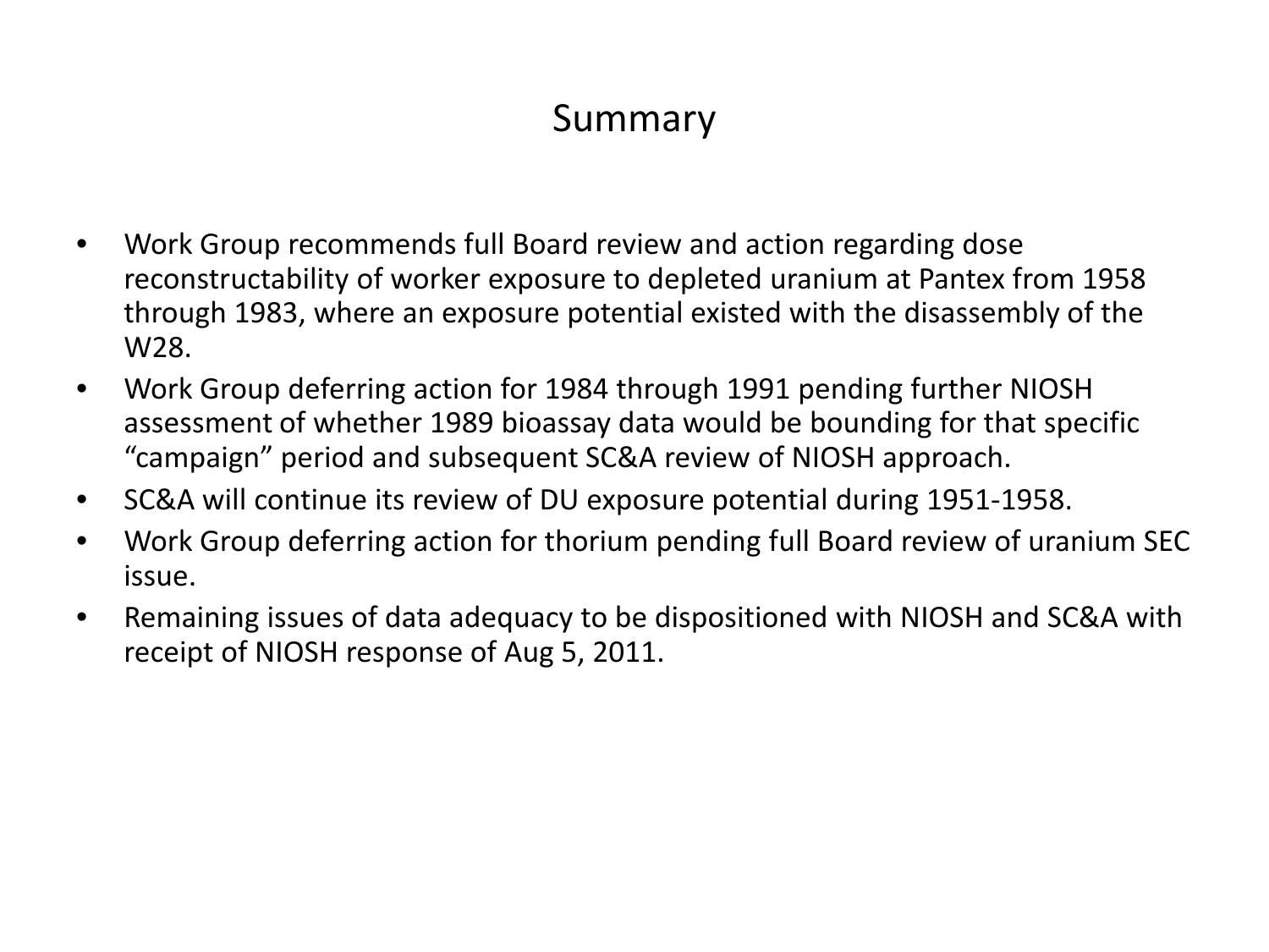# Summary

- Work Group recommends full Board review and action regarding dose reconstructability of worker exposure to depleted uranium at Pantex from 1958 through 1983, where an exposure potential existed with the disassembly of the W28.
- Work Group deferring action for 1984 through 1991 pending further NIOSH assessment of whether 1989 bioassay data would be bounding for that specific "campaign" period and subsequent SC&A review of NIOSH approach.
- SC&A will continue its review of DU exposure potential during 1951-1958.
- Work Group deferring action for thorium pending full Board review of uranium SEC issue.
- Remaining issues of data adequacy to be dispositioned with NIOSH and SC&A with receipt of NIOSH response of Aug 5, 2011.